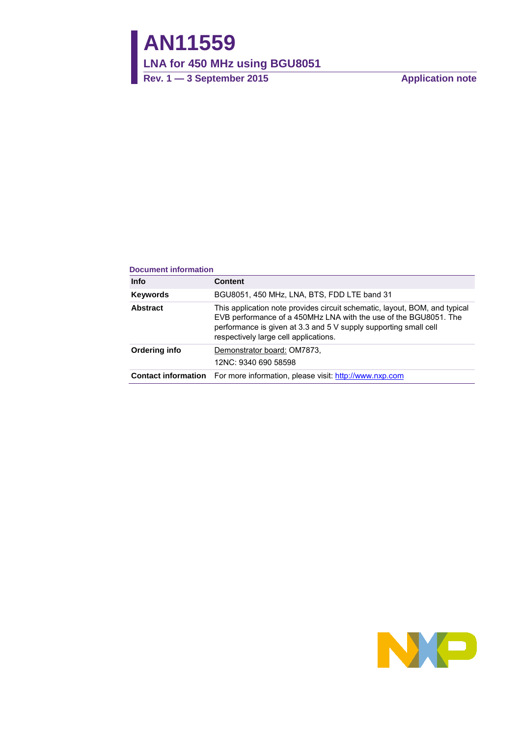# AN11559

## LNA for 450 MHz using BGU8051

**Rev. 1 — 3 September 2015** **Application note**

**Document information**

| Info | Content |
|---|---|
| **Keywords** | BGU8051, 450 MHz, LNA, BTS, FDD LTE band 31 |
| **Abstract** | This application note provides circuit schematic, layout, BOM, and typical EVB performance of a 450MHz LNA with the use of the BGU8051. The performance is given at 3.3 and 5 V supply supporting small cell respectively large cell applications. |
| **Ordering info** | Demonstrator board: OM7873,<br>12NC: 9340 690 58598 |
| **Contact information** | For more information, please visit: http://www.nxp.com |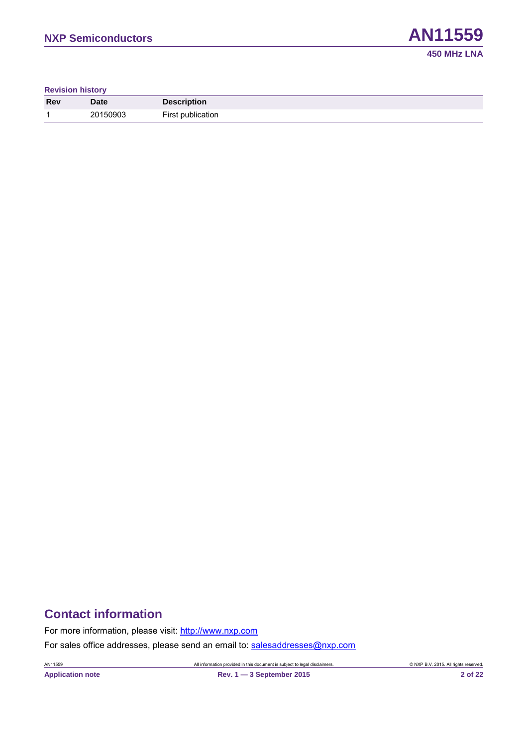**Revision history**

| Rev | Date | Description |
|---|---|---|
| 1 | 20150903 | First publication |

## Contact information

For more information, please visit: http://www.nxp.com

For sales office addresses, please send an email to: salesaddresses@nxp.com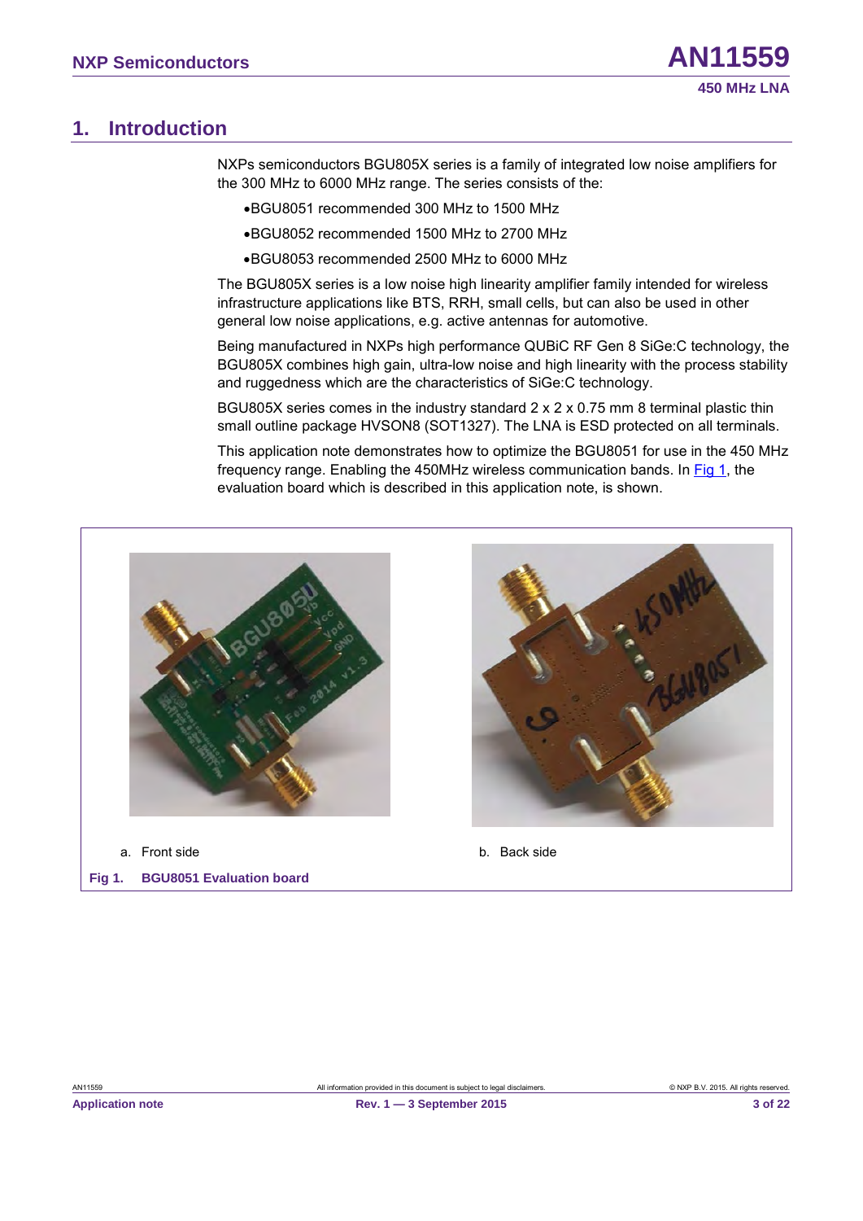# 1. Introduction

NXPs semiconductors BGU805X series is a family of integrated low noise amplifiers for the 300 MHz to 6000 MHz range. The series consists of the:

- BGU8051 recommended 300 MHz to 1500 MHz
- BGU8052 recommended 1500 MHz to 2700 MHz
- BGU8053 recommended 2500 MHz to 6000 MHz

The BGU805X series is a low noise high linearity amplifier family intended for wireless infrastructure applications like BTS, RRH, small cells, but can also be used in other general low noise applications, e.g. active antennas for automotive.

Being manufactured in NXPs high performance QUBiC RF Gen 8 SiGe:C technology, the BGU805X combines high gain, ultra-low noise and high linearity with the process stability and ruggedness which are the characteristics of SiGe:C technology.

BGU805X series comes in the industry standard 2 x 2 x 0.75 mm 8 terminal plastic thin small outline package HVSON8 (SOT1327). The LNA is ESD protected on all terminals.

This application note demonstrates how to optimize the BGU8051 for use in the 450 MHz frequency range. Enabling the 450MHz wireless communication bands. In Fig 1, the evaluation board which is described in this application note, is shown.

a. Front side

b. Back side

**Fig 1. BGU8051 Evaluation board**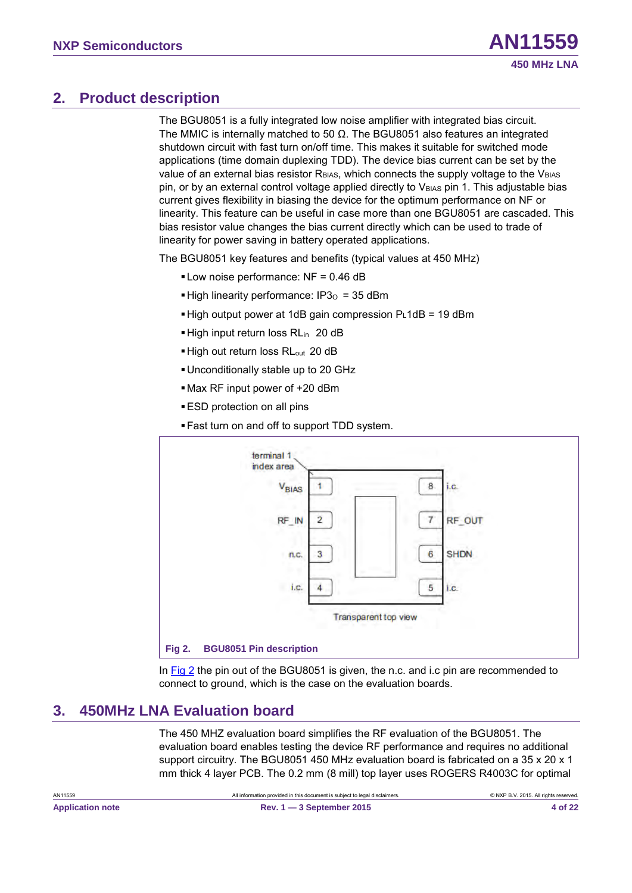## 2. Product description

The BGU8051 is a fully integrated low noise amplifier with integrated bias circuit. The MMIC is internally matched to 50 Ω. The BGU8051 also features an integrated shutdown circuit with fast turn on/off time. This makes it suitable for switched mode applications (time domain duplexing TDD). The device bias current can be set by the value of an external bias resistor $R_{BIAS}$, which connects the supply voltage to the $V_{BIAS}$ pin, or by an external control voltage applied directly to $V_{BIAS}$ pin 1. This adjustable bias current gives flexibility in biasing the device for the optimum performance on NF or linearity. This feature can be useful in case more than one BGU8051 are cascaded. This bias resistor value changes the bias current directly which can be used to trade of linearity for power saving in battery operated applications.

The BGU8051 key features and benefits (typical values at 450 MHz)

- Low noise performance: NF = 0.46 dB
- High linearity performance: $IP3_O$ = 35 dBm
- High output power at 1dB gain compression $P_L1dB$ = 19 dBm
- High input return loss $RL_{in}$ 20 dB
- High out return loss $RL_{out}$ 20 dB
- Unconditionally stable up to 20 GHz
- Max RF input power of +20 dBm
- ESD protection on all pins
- Fast turn on and off to support TDD system.

terminal 1 index area

| Pin | Name | Pin | Name |
|---|---|---|---|
| 1 | $V_{BIAS}$ | 8 | i.c. |
| 2 | RF_IN | 7 | RF_OUT |
| 3 | n.c. | 6 | SHDN |
| 4 | i.c. | 5 | i.c. |

Transparent top view

**Fig 2. BGU8051 Pin description**

In Fig 2 the pin out of the BGU8051 is given, the n.c. and i.c pin are recommended to connect to ground, which is the case on the evaluation boards.

## 3. 450MHz LNA Evaluation board

The 450 MHZ evaluation board simplifies the RF evaluation of the BGU8051. The evaluation board enables testing the device RF performance and requires no additional support circuitry. The BGU8051 450 MHz evaluation board is fabricated on a 35 x 20 x 1 mm thick 4 layer PCB. The 0.2 mm (8 mill) top layer uses ROGERS R4003C for optimal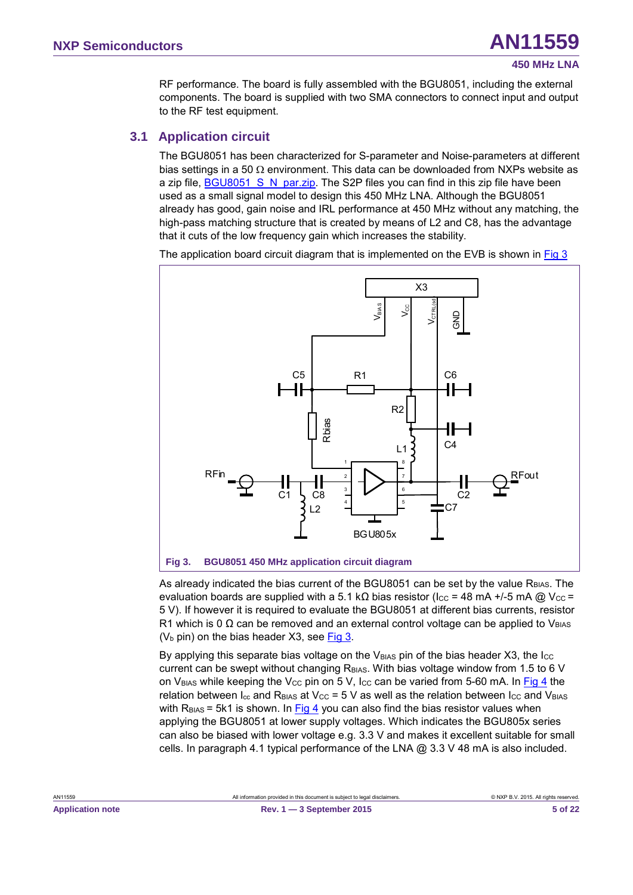RF performance. The board is fully assembled with the BGU8051, including the external components. The board is supplied with two SMA connectors to connect input and output to the RF test equipment.

### 3.1 Application circuit

The BGU8051 has been characterized for S-parameter and Noise-parameters at different bias settings in a 50 Ω environment. This data can be downloaded from NXPs website as a zip file, BGU8051_S_N_par.zip. The S2P files you can find in this zip file have been used as a small signal model to design this 450 MHz LNA. Although the BGU8051 already has good, gain noise and IRL performance at 450 MHz without any matching, the high-pass matching structure that is created by means of L2 and C8, has the advantage that it cuts of the low frequency gain which increases the stability.

The application board circuit diagram that is implemented on the EVB is shown in Fig 3

**Fig 3. BGU8051 450 MHz application circuit diagram**

As already indicated the bias current of the BGU8051 can be set by the value $R_{BIAS}$. The evaluation boards are supplied with a 5.1 kΩ bias resistor ($I_{CC}$ = 48 mA +/-5 mA @ $V_{CC}$ = 5 V). If however it is required to evaluate the BGU8051 at different bias currents, resistor R1 which is 0 Ω can be removed and an external control voltage can be applied to $V_{BIAS}$ ($V_b$ pin) on the bias header X3, see Fig 3.

By applying this separate bias voltage on the $V_{BIAS}$ pin of the bias header X3, the $I_{CC}$ current can be swept without changing $R_{BIAS}$. With bias voltage window from 1.5 to 6 V on $V_{BIAS}$ while keeping the $V_{CC}$ pin on 5 V, $I_{CC}$ can be varied from 5-60 mA. In Fig 4 the relation between $I_{cc}$ and $R_{BIAS}$ at $V_{CC}$ = 5 V as well as the relation between $I_{CC}$ and $V_{BIAS}$ with $R_{BIAS}$ = 5k1 is shown. In Fig 4 you can also find the bias resistor values when applying the BGU8051 at lower supply voltages. Which indicates the BGU805x series can also be biased with lower voltage e.g. 3.3 V and makes it excellent suitable for small cells. In paragraph 4.1 typical performance of the LNA @ 3.3 V 48 mA is also included.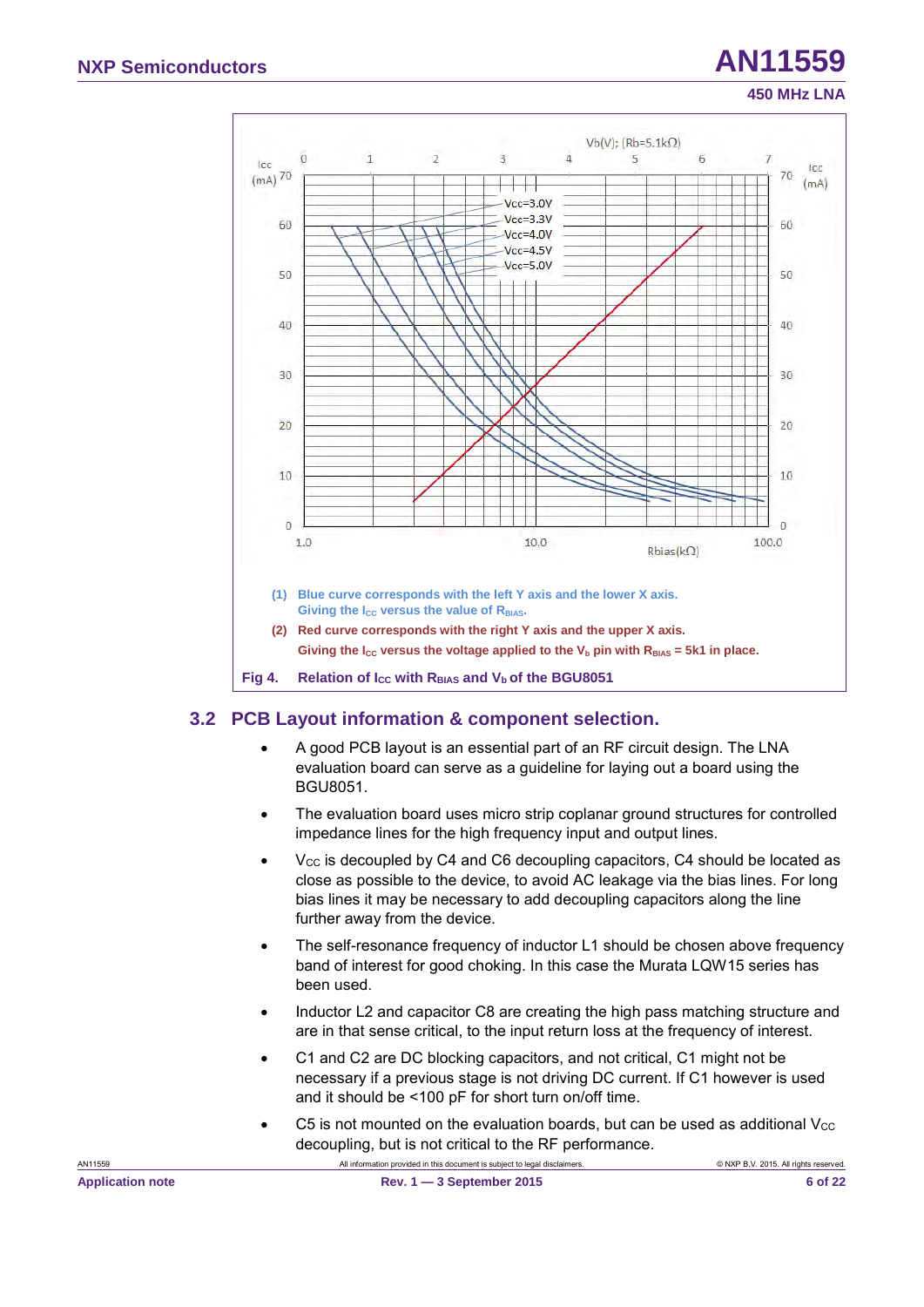(1) Blue curve corresponds with the left Y axis and the lower X axis.
Giving the $I_{CC}$ versus the value of $R_{BIAS}$.

(2) Red curve corresponds with the right Y axis and the upper X axis.
Giving the $I_{CC}$ versus the voltage applied to the $V_b$ pin with $R_{BIAS}$ = 5k1 in place.

**Fig 4. Relation of $I_{CC}$ with $R_{BIAS}$ and $V_b$ of the BGU8051**

## 3.2 PCB Layout information & component selection.

- A good PCB layout is an essential part of an RF circuit design. The LNA evaluation board can serve as a guideline for laying out a board using the BGU8051.
- The evaluation board uses micro strip coplanar ground structures for controlled impedance lines for the high frequency input and output lines.
- $V_{CC}$ is decoupled by C4 and C6 decoupling capacitors, C4 should be located as close as possible to the device, to avoid AC leakage via the bias lines. For long bias lines it may be necessary to add decoupling capacitors along the line further away from the device.
- The self-resonance frequency of inductor L1 should be chosen above frequency band of interest for good choking. In this case the Murata LQW15 series has been used.
- Inductor L2 and capacitor C8 are creating the high pass matching structure and are in that sense critical, to the input return loss at the frequency of interest.
- C1 and C2 are DC blocking capacitors, and not critical, C1 might not be necessary if a previous stage is not driving DC current. If C1 however is used and it should be <100 pF for short turn on/off time.
- C5 is not mounted on the evaluation boards, but can be used as additional $V_{CC}$ decoupling, but is not critical to the RF performance.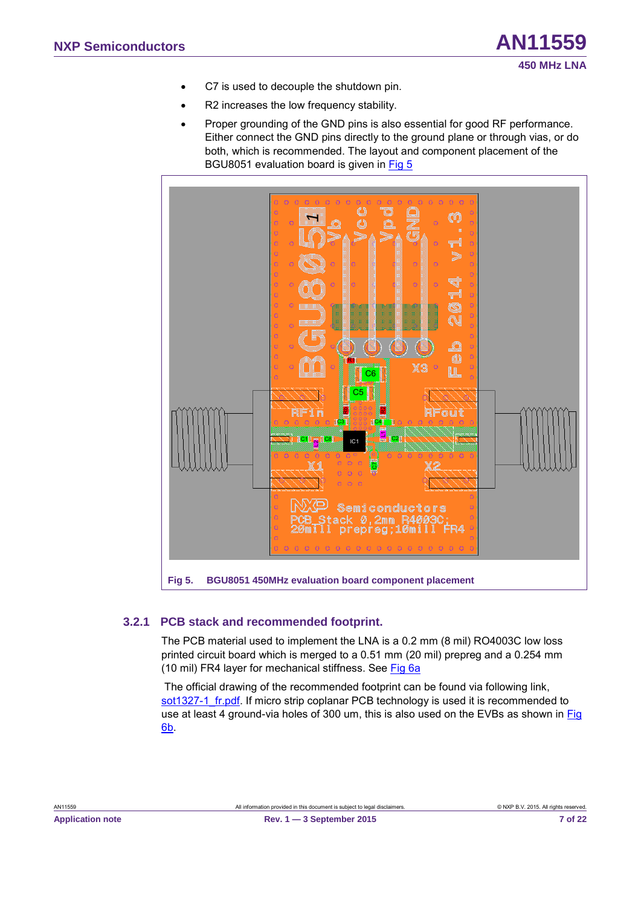- C7 is used to decouple the shutdown pin.
- R2 increases the low frequency stability.
- Proper grounding of the GND pins is also essential for good RF performance. Either connect the GND pins directly to the ground plane or through vias, or do both, which is recommended. The layout and component placement of the BGU8051 evaluation board is given in Fig 5

**Fig 5. BGU8051 450MHz evaluation board component placement**

### 3.2.1 PCB stack and recommended footprint.

The PCB material used to implement the LNA is a 0.2 mm (8 mil) RO4003C low loss printed circuit board which is merged to a 0.51 mm (20 mil) prepreg and a 0.254 mm (10 mil) FR4 layer for mechanical stiffness. See Fig 6a

The official drawing of the recommended footprint can be found via following link, sot1327-1_fr.pdf. If micro strip coplanar PCB technology is used it is recommended to use at least 4 ground-via holes of 300 um, this is also used on the EVBs as shown in Fig 6b.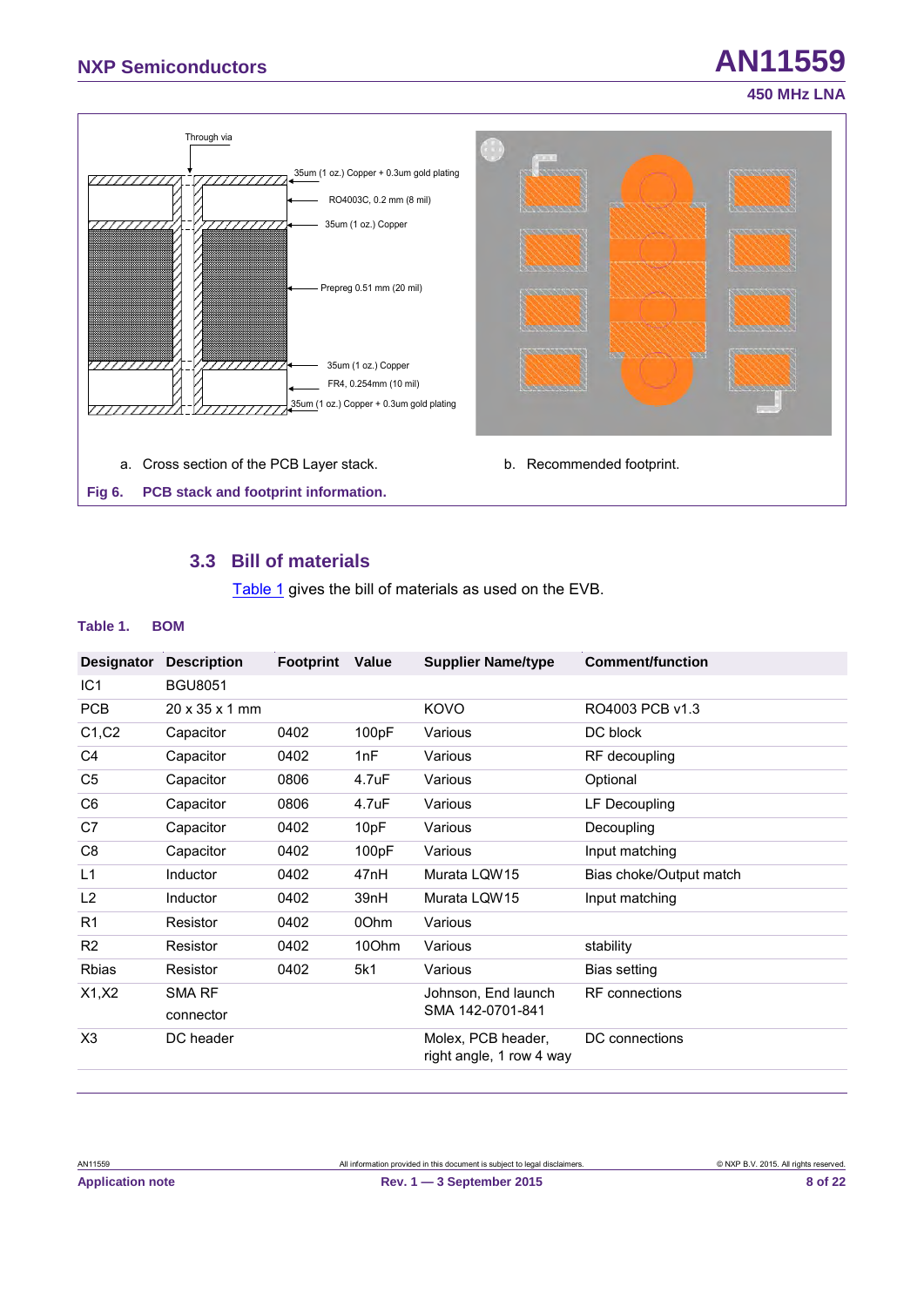Through via

35um (1 oz.) Copper + 0.3um gold plating

RO4003C, 0.2 mm (8 mil)

35um (1 oz.) Copper

Prepreg 0.51 mm (20 mil)

35um (1 oz.) Copper

FR4, 0.254mm (10 mil)

35um (1 oz.) Copper + 0.3um gold plating

a. Cross section of the PCB Layer stack.

b. Recommended footprint.

**Fig 6. PCB stack and footprint information.**

### 3.3 Bill of materials

Table 1 gives the bill of materials as used on the EVB.

**Table 1. BOM**

| Designator | Description | Footprint | Value | Supplier Name/type | Comment/function |
|---|---|---|---|---|---|
| IC1 | BGU8051 | | | | |
| PCB | 20 x 35 x 1 mm | | | KOVO | RO4003 PCB v1.3 |
| C1,C2 | Capacitor | 0402 | 100pF | Various | DC block |
| C4 | Capacitor | 0402 | 1nF | Various | RF decoupling |
| C5 | Capacitor | 0806 | 4.7uF | Various | Optional |
| C6 | Capacitor | 0806 | 4.7uF | Various | LF Decoupling |
| C7 | Capacitor | 0402 | 10pF | Various | Decoupling |
| C8 | Capacitor | 0402 | 100pF | Various | Input matching |
| L1 | Inductor | 0402 | 47nH | Murata LQW15 | Bias choke/Output match |
| L2 | Inductor | 0402 | 39nH | Murata LQW15 | Input matching |
| R1 | Resistor | 0402 | 0Ohm | Various | |
| R2 | Resistor | 0402 | 10Ohm | Various | stability |
| Rbias | Resistor | 0402 | 5k1 | Various | Bias setting |
| X1,X2 | SMA RF connector | | | Johnson, End launch SMA 142-0701-841 | RF connections |
| X3 | DC header | | | Molex, PCB header, right angle, 1 row 4 way | DC connections |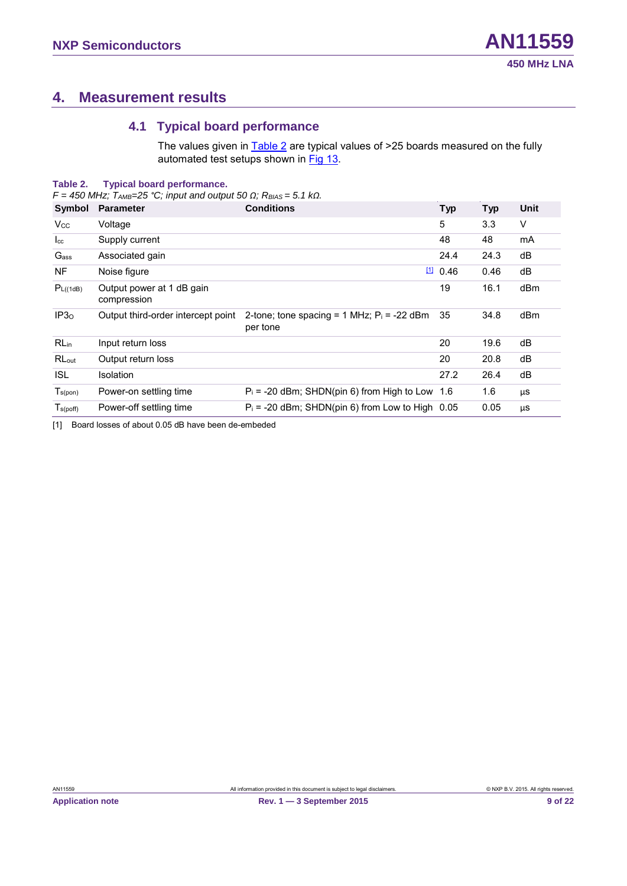# 4. Measurement results

## 4.1 Typical board performance

The values given in Table 2 are typical values of >25 boards measured on the fully automated test setups shown in Fig 13.

**Table 2. Typical board performance.**

*F = 450 MHz; $T_{AMB}$=25 °C; input and output 50 Ω; $R_{BIAS}$ = 5.1 kΩ.*

| Symbol | Parameter | Conditions | Typ | Typ | Unit |
|---|---|---|---|---|---|
| $V_{CC}$ | Voltage | | 5 | 3.3 | V |
| $I_{cc}$ | Supply current | | 48 | 48 | mA |
| $G_{ass}$ | Associated gain | | 24.4 | 24.3 | dB |
| NF | Noise figure | [1] | 0.46 | 0.46 | dB |
| $P_{L((1dB)}$ | Output power at 1 dB gain compression | | 19 | 16.1 | dBm |
| $IP3_O$ | Output third-order intercept point | 2-tone; tone spacing = 1 MHz; $P_i$ = -22 dBm per tone | 35 | 34.8 | dBm |
| $RL_{in}$ | Input return loss | | 20 | 19.6 | dB |
| $RL_{out}$ | Output return loss | | 20 | 20.8 | dB |
| ISL | Isolation | | 27.2 | 26.4 | dB |
| $T_{s(pon)}$ | Power-on settling time | $P_i$ = -20 dBm; SHDN(pin 6) from High to Low | 1.6 | 1.6 | µs |
| $T_{s(poff)}$ | Power-off settling time | $P_i$ = -20 dBm; SHDN(pin 6) from Low to High | 0.05 | 0.05 | µs |

[1] Board losses of about 0.05 dB have been de-embeded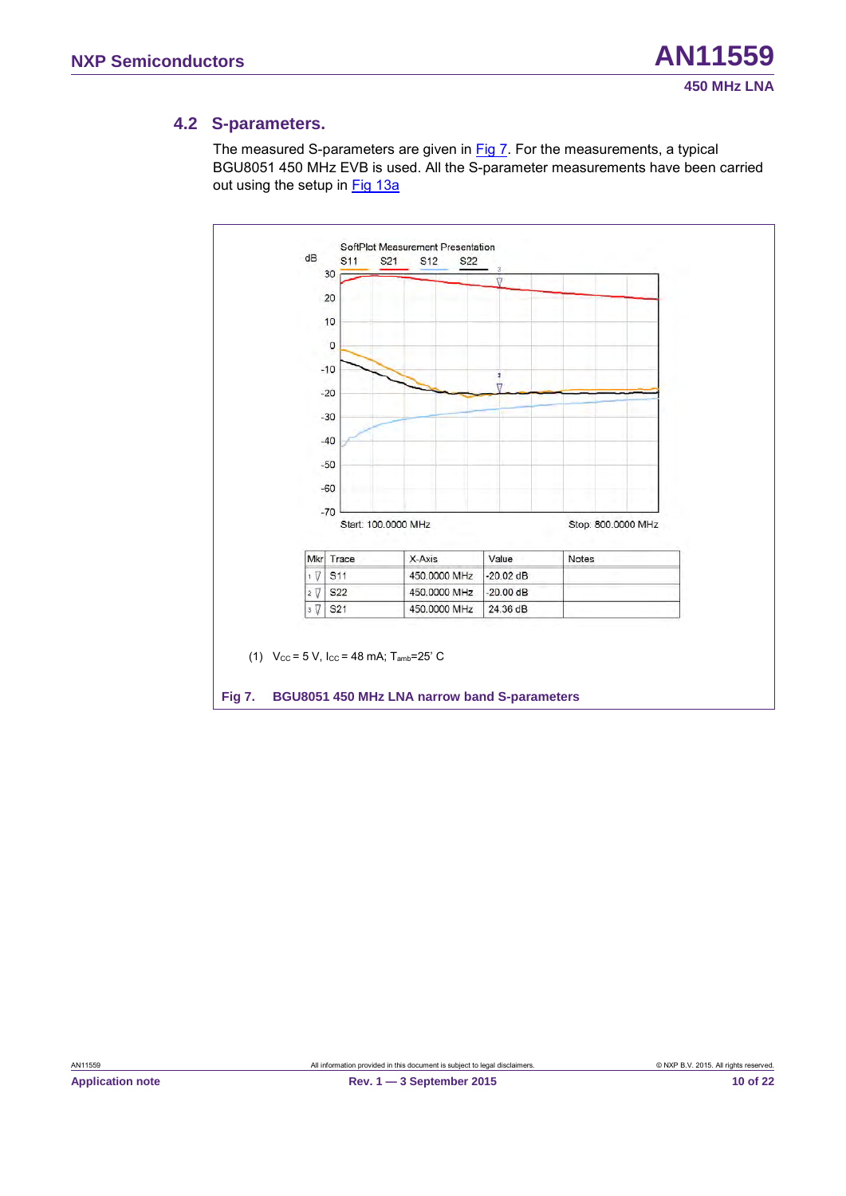### 4.2 S-parameters.

The measured S-parameters are given in Fig 7. For the measurements, a typical BGU8051 450 MHz EVB is used. All the S-parameter measurements have been carried out using the setup in Fig 13a

SoftPlot Measurement Presentation

| Mkr | Trace | X-Axis | Value | Notes |
|---|---|---|---|---|
| 1 | S11 | 450.0000 MHz | -20.02 dB | |
| 2 | S22 | 450.0000 MHz | -20.00 dB | |
| 3 | S21 | 450.0000 MHz | 24.36 dB | |

(1) $V_{CC}$ = 5 V, $I_{CC}$ = 48 mA; $T_{amb}$=25' C

**Fig 7. BGU8051 450 MHz LNA narrow band S-parameters**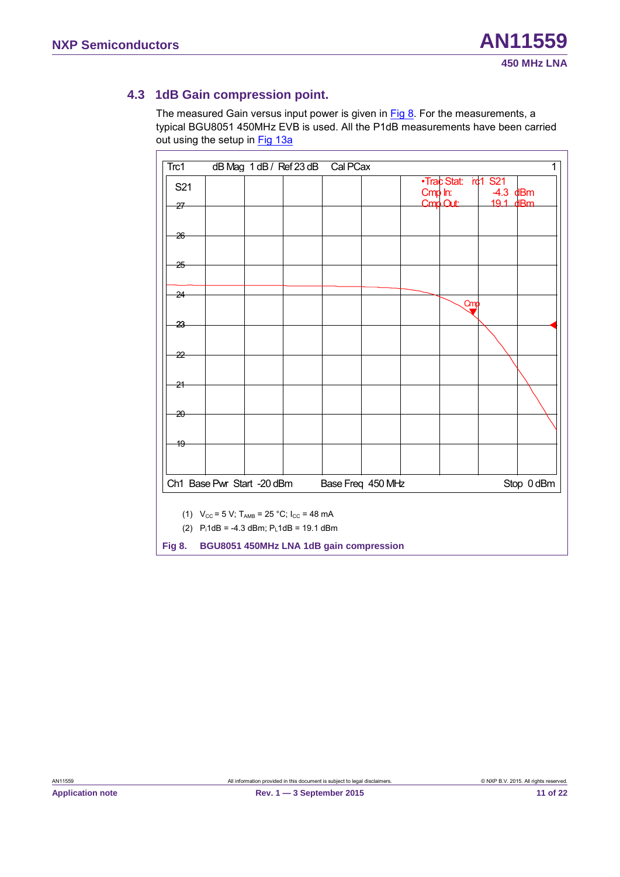## 4.3 1dB Gain compression point.

The measured Gain versus input power is given in Fig 8. For the measurements, a typical BGU8051 450MHz EVB is used. All the P1dB measurements have been carried out using the setup in Fig 13a

Trc1 dB Mag 1 dB / Ref 23 dB Cal PCax

S21

•Trac Stat: Trc1 S21
Cmp In: -4.3 dBm
Cmp Out: 19.1 dBm

Ch1 Base Pwr Start -20 dBm Base Freq 450 MHz Stop 0 dBm

(1) $V_{CC}$ = 5 V; $T_{AMB}$ = 25 °C; $I_{CC}$ = 48 mA

(2) $P_i$1dB = -4.3 dBm; $P_L$1dB = 19.1 dBm

**Fig 8. BGU8051 450MHz LNA 1dB gain compression**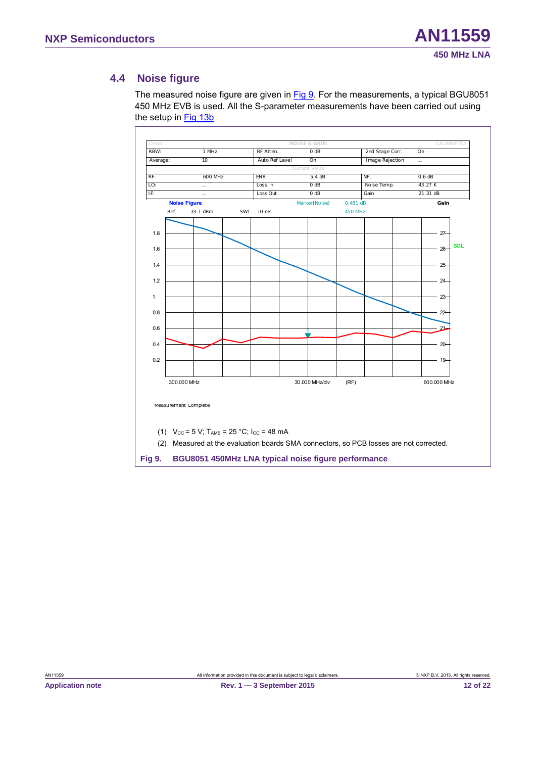## 4.4 Noise figure

The measured noise figure are given in Fig 9. For the measurements, a typical BGU8051 450 MHz EVB is used. All the S-parameter measurements have been carried out using the setup in Fig 13b

| Direct | | NOISE & GAIN | | | CALIBRATED |
|---|---|---|---|---|---|
| RBW: | 1 MHz | RF Atten. | 0 dB | 2nd Stage Corr. | On |
| Average: | 10 | Auto Ref Level | On | Image Rejection | ... |
| | | Current Value | | | |
| RF: | 600 MHz | ENR | 5.4 dB | NF. | 0.6 dB |
| LO: | ... | Loss In | 0 dB | Noise Temp. | 43.27 K |
| IF: | ... | Loss Out | 0 dB | Gain | 21.31 dB |

Noise Figure — Marker[Noise] 0.481 dB, 450 MHz — Gain

Ref -33.1 dBm SWT 10 ms

Noise figure axis: 0.2, 0.4, 0.6, 0.8, 1, 1.2, 1.4, 1.6, 1.8

Gain axis: 19, 20, 21, 22, 23, 24, 25, 26, 27 — SGL

300.000 MHz — 30.000 MHz/div (RF) — 600.000 MHz

Measurement Complete

(1) $V_{CC}$ = 5 V; $T_{AMB}$ = 25 °C; $I_{CC}$ = 48 mA

(2) Measured at the evaluation boards SMA connectors, so PCB losses are not corrected.

**Fig 9. BGU8051 450MHz LNA typical noise figure performance**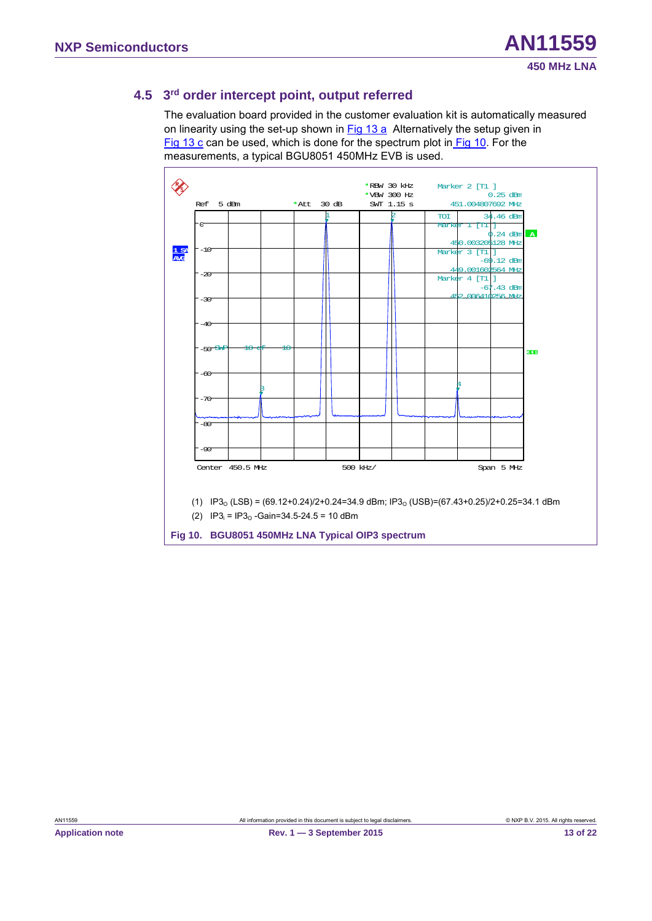## 4.5 3rd order intercept point, output referred

The evaluation board provided in the customer evaluation kit is automatically measured on linearity using the set-up shown in Fig 13 a Alternatively the setup given in Fig 13 c can be used, which is done for the spectrum plot in Fig 10. For the measurements, a typical BGU8051 450MHz EVB is used.

(1) $IP3_O$ (LSB) = (69.12+0.24)/2+0.24=34.9 dBm; $IP3_O$ (USB)=(67.43+0.25)/2+0.25=34.1 dBm

(2) $IP3_i$ = $IP3_O$ -Gain=34.5-24.5 = 10 dBm

**Fig 10. BGU8051 450MHz LNA Typical OIP3 spectrum**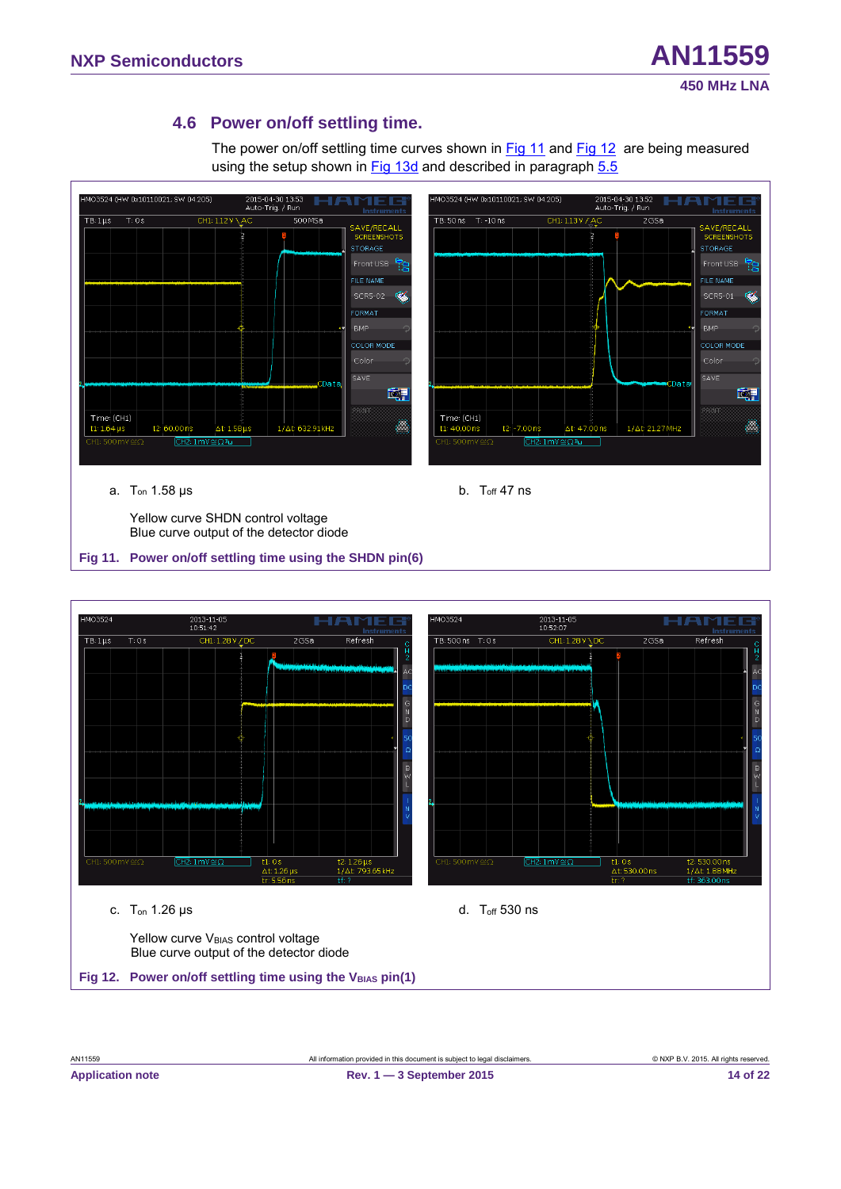## 4.6 Power on/off settling time.

The power on/off settling time curves shown in Fig 11 and Fig 12 are being measured using the setup shown in Fig 13d and described in paragraph 5.5

a. $T_{on}$ 1.58 µs

b. $T_{off}$ 47 ns

Yellow curve SHDN control voltage
Blue curve output of the detector diode

**Fig 11. Power on/off settling time using the SHDN pin(6)**

c. $T_{on}$ 1.26 µs

d. $T_{off}$ 530 ns

Yellow curve $V_{BIAS}$ control voltage
Blue curve output of the detector diode

**Fig 12. Power on/off settling time using the $V_{BIAS}$ pin(1)**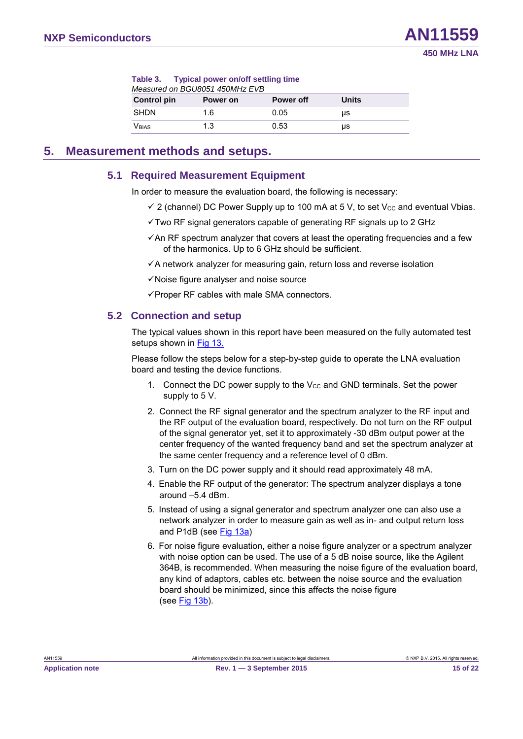**Table 3. Typical power on/off settling time**

*Measured on BGU8051 450MHz EVB*

| Control pin | Power on | Power off | Units |
|---|---|---|---|
| SHDN | 1.6 | 0.05 | µs |
| $V_{BIAS}$ | 1.3 | 0.53 | µs |

# 5. Measurement methods and setups.

## 5.1 Required Measurement Equipment

In order to measure the evaluation board, the following is necessary:

- ✓ 2 (channel) DC Power Supply up to 100 mA at 5 V, to set $V_{CC}$ and eventual Vbias.
- ✓Two RF signal generators capable of generating RF signals up to 2 GHz
- ✓An RF spectrum analyzer that covers at least the operating frequencies and a few of the harmonics. Up to 6 GHz should be sufficient.
- ✓A network analyzer for measuring gain, return loss and reverse isolation
- ✓Noise figure analyser and noise source
- ✓Proper RF cables with male SMA connectors.

## 5.2 Connection and setup

The typical values shown in this report have been measured on the fully automated test setups shown in Fig 13.

Please follow the steps below for a step-by-step guide to operate the LNA evaluation board and testing the device functions.

1. Connect the DC power supply to the $V_{CC}$ and GND terminals. Set the power supply to 5 V.
2. Connect the RF signal generator and the spectrum analyzer to the RF input and the RF output of the evaluation board, respectively. Do not turn on the RF output of the signal generator yet, set it to approximately -30 dBm output power at the center frequency of the wanted frequency band and set the spectrum analyzer at the same center frequency and a reference level of 0 dBm.
3. Turn on the DC power supply and it should read approximately 48 mA.
4. Enable the RF output of the generator: The spectrum analyzer displays a tone around –5.4 dBm.
5. Instead of using a signal generator and spectrum analyzer one can also use a network analyzer in order to measure gain as well as in- and output return loss and P1dB (see Fig 13a)
6. For noise figure evaluation, either a noise figure analyzer or a spectrum analyzer with noise option can be used. The use of a 5 dB noise source, like the Agilent 364B, is recommended. When measuring the noise figure of the evaluation board, any kind of adaptors, cables etc. between the noise source and the evaluation board should be minimized, since this affects the noise figure (see Fig 13b).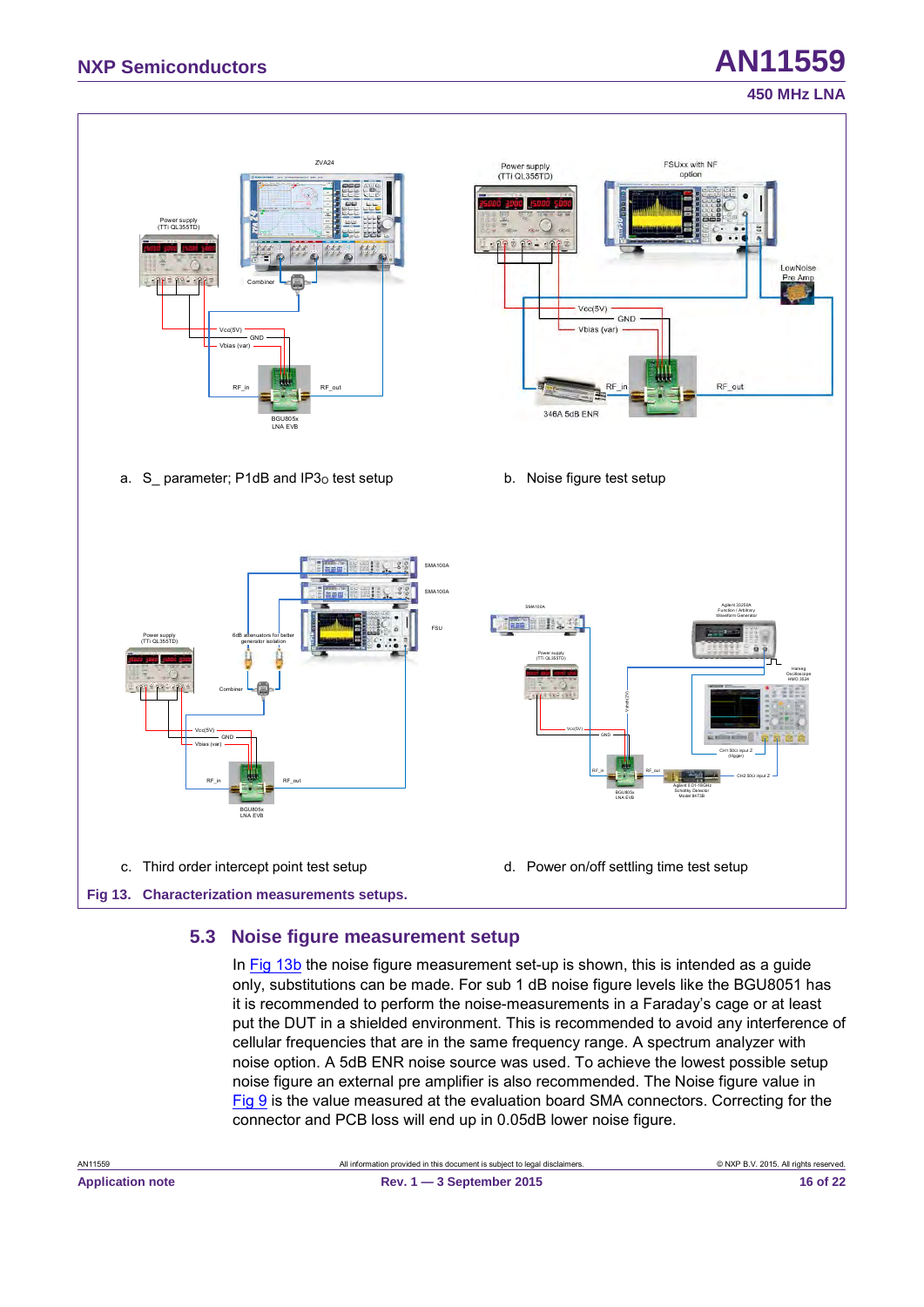a. S_ parameter; P1dB and IP3o test setup

b. Noise figure test setup

c. Third order intercept point test setup

d. Power on/off settling time test setup

**Fig 13. Characterization measurements setups.**

## 5.3 Noise figure measurement setup

In Fig 13b the noise figure measurement set-up is shown, this is intended as a guide only, substitutions can be made. For sub 1 dB noise figure levels like the BGU8051 has it is recommended to perform the noise-measurements in a Faraday's cage or at least put the DUT in a shielded environment. This is recommended to avoid any interference of cellular frequencies that are in the same frequency range. A spectrum analyzer with noise option. A 5dB ENR noise source was used. To achieve the lowest possible setup noise figure an external pre amplifier is also recommended. The Noise figure value in Fig 9 is the value measured at the evaluation board SMA connectors. Correcting for the connector and PCB loss will end up in 0.05dB lower noise figure.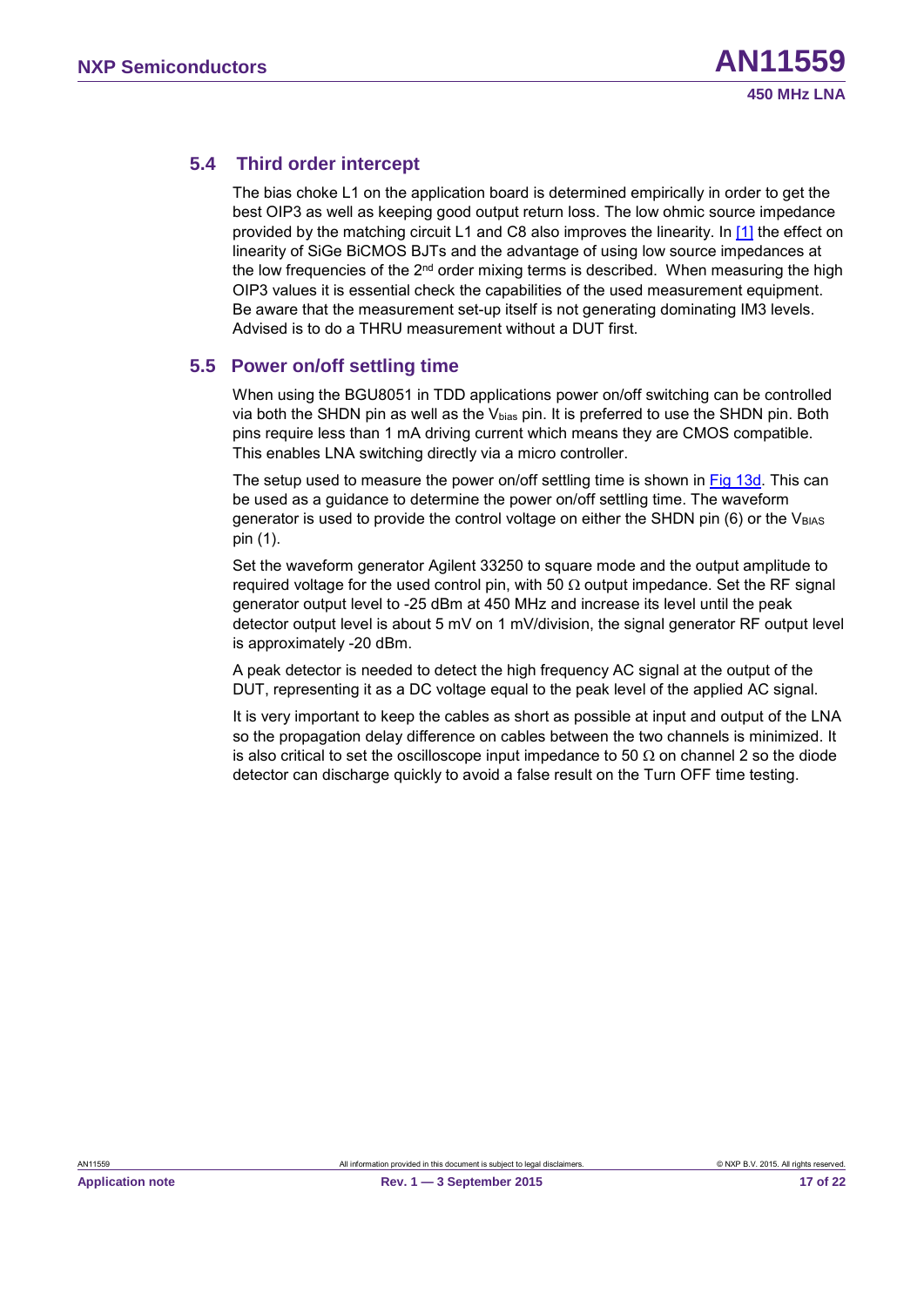## 5.4 Third order intercept

The bias choke L1 on the application board is determined empirically in order to get the best OIP3 as well as keeping good output return loss. The low ohmic source impedance provided by the matching circuit L1 and C8 also improves the linearity. In [1] the effect on linearity of SiGe BiCMOS BJTs and the advantage of using low source impedances at the low frequencies of the 2nd order mixing terms is described. When measuring the high OIP3 values it is essential check the capabilities of the used measurement equipment. Be aware that the measurement set-up itself is not generating dominating IM3 levels. Advised is to do a THRU measurement without a DUT first.

## 5.5 Power on/off settling time

When using the BGU8051 in TDD applications power on/off switching can be controlled via both the SHDN pin as well as the $V_{bias}$ pin. It is preferred to use the SHDN pin. Both pins require less than 1 mA driving current which means they are CMOS compatible. This enables LNA switching directly via a micro controller.

The setup used to measure the power on/off settling time is shown in Fig 13d. This can be used as a guidance to determine the power on/off settling time. The waveform generator is used to provide the control voltage on either the SHDN pin (6) or the $V_{BIAS}$ pin (1).

Set the waveform generator Agilent 33250 to square mode and the output amplitude to required voltage for the used control pin, with 50 Ω output impedance. Set the RF signal generator output level to -25 dBm at 450 MHz and increase its level until the peak detector output level is about 5 mV on 1 mV/division, the signal generator RF output level is approximately -20 dBm.

A peak detector is needed to detect the high frequency AC signal at the output of the DUT, representing it as a DC voltage equal to the peak level of the applied AC signal.

It is very important to keep the cables as short as possible at input and output of the LNA so the propagation delay difference on cables between the two channels is minimized. It is also critical to set the oscilloscope input impedance to 50 Ω on channel 2 so the diode detector can discharge quickly to avoid a false result on the Turn OFF time testing.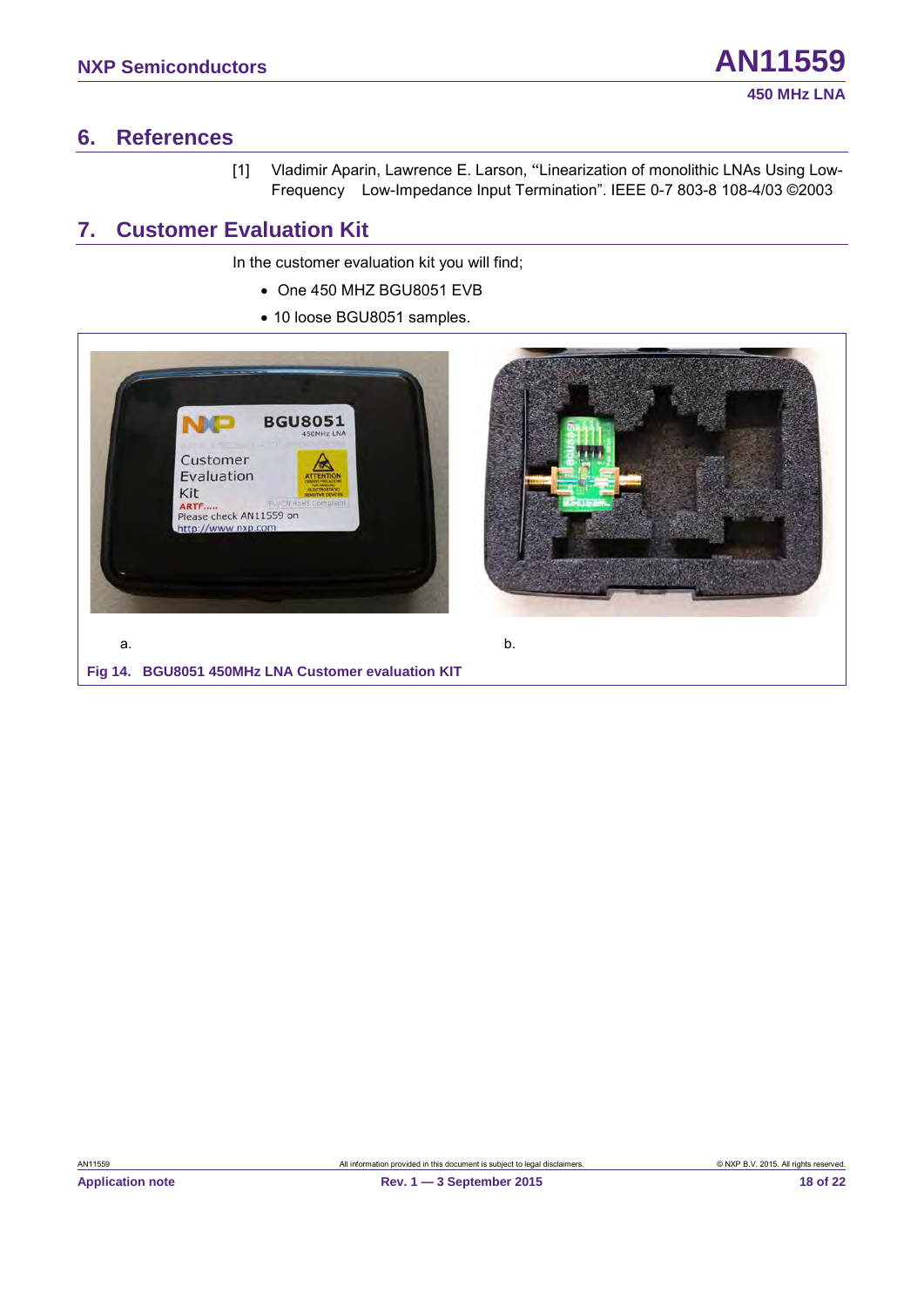## 6. References

[1] Vladimir Aparin, Lawrence E. Larson, "Linearization of monolithic LNAs Using Low-Frequency Low-Impedance Input Termination". IEEE 0-7 803-8 108-4/03 ©2003

## 7. Customer Evaluation Kit

In the customer evaluation kit you will find;

- One 450 MHZ BGU8051 EVB
- 10 loose BGU8051 samples.

a. b.

**Fig 14. BGU8051 450MHz LNA Customer evaluation KIT**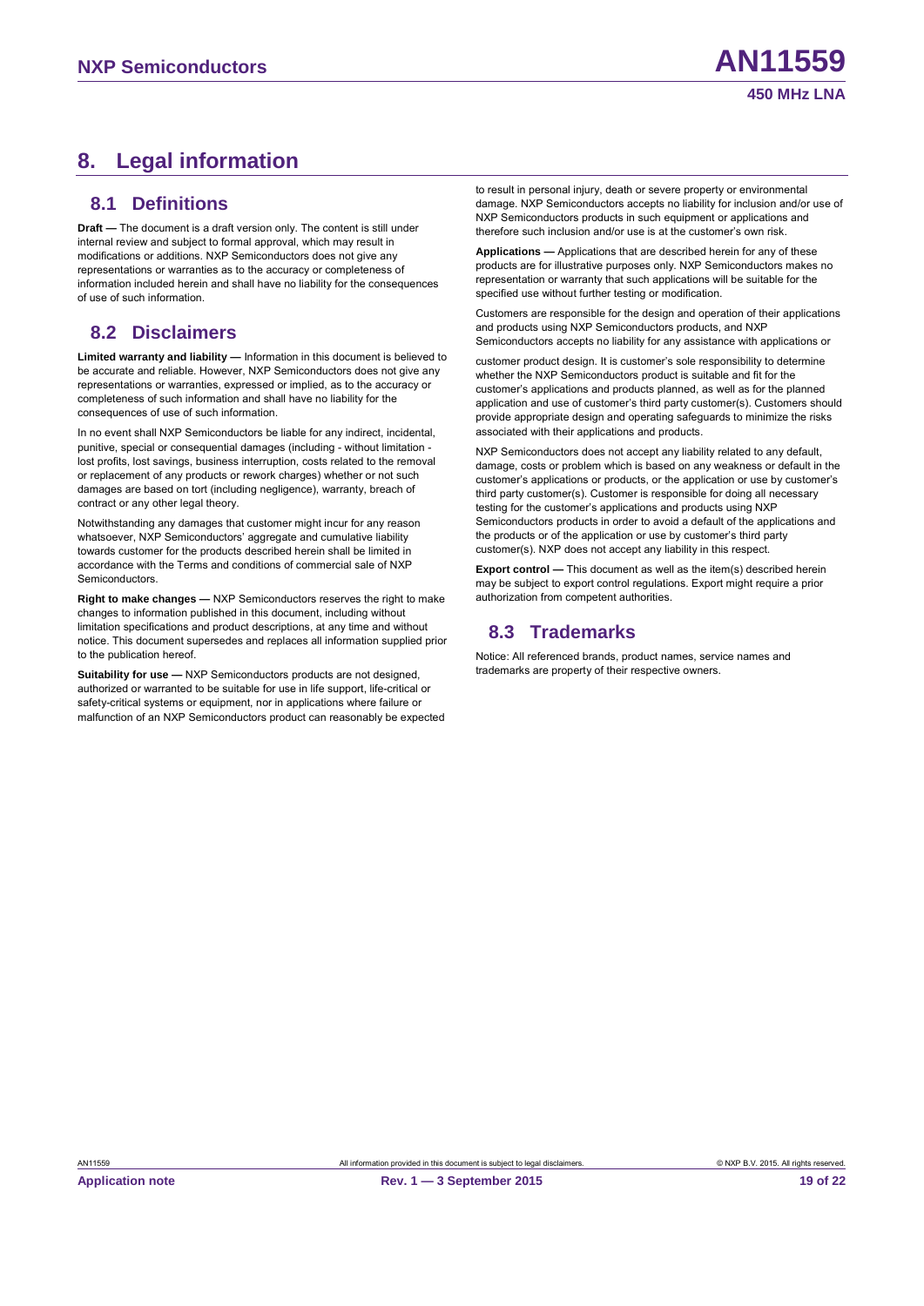# 8. Legal information

## 8.1 Definitions

**Draft —** The document is a draft version only. The content is still under internal review and subject to formal approval, which may result in modifications or additions. NXP Semiconductors does not give any representations or warranties as to the accuracy or completeness of information included herein and shall have no liability for the consequences of use of such information.

## 8.2 Disclaimers

**Limited warranty and liability —** Information in this document is believed to be accurate and reliable. However, NXP Semiconductors does not give any representations or warranties, expressed or implied, as to the accuracy or completeness of such information and shall have no liability for the consequences of use of such information.

In no event shall NXP Semiconductors be liable for any indirect, incidental, punitive, special or consequential damages (including - without limitation - lost profits, lost savings, business interruption, costs related to the removal or replacement of any products or rework charges) whether or not such damages are based on tort (including negligence), warranty, breach of contract or any other legal theory.

Notwithstanding any damages that customer might incur for any reason whatsoever, NXP Semiconductors' aggregate and cumulative liability towards customer for the products described herein shall be limited in accordance with the Terms and conditions of commercial sale of NXP Semiconductors.

**Right to make changes —** NXP Semiconductors reserves the right to make changes to information published in this document, including without limitation specifications and product descriptions, at any time and without notice. This document supersedes and replaces all information supplied prior to the publication hereof.

**Suitability for use —** NXP Semiconductors products are not designed, authorized or warranted to be suitable for use in life support, life-critical or safety-critical systems or equipment, nor in applications where failure or malfunction of an NXP Semiconductors product can reasonably be expected to result in personal injury, death or severe property or environmental damage. NXP Semiconductors accepts no liability for inclusion and/or use of NXP Semiconductors products in such equipment or applications and therefore such inclusion and/or use is at the customer's own risk.

**Applications —** Applications that are described herein for any of these products are for illustrative purposes only. NXP Semiconductors makes no representation or warranty that such applications will be suitable for the specified use without further testing or modification.

Customers are responsible for the design and operation of their applications and products using NXP Semiconductors products, and NXP Semiconductors accepts no liability for any assistance with applications or customer product design. It is customer's sole responsibility to determine whether the NXP Semiconductors product is suitable and fit for the customer's applications and products planned, as well as for the planned application and use of customer's third party customer(s). Customers should provide appropriate design and operating safeguards to minimize the risks associated with their applications and products.

NXP Semiconductors does not accept any liability related to any default, damage, costs or problem which is based on any weakness or default in the customer's applications or products, or the application or use by customer's third party customer(s). Customer is responsible for doing all necessary testing for the customer's applications and products using NXP Semiconductors products in order to avoid a default of the applications and the products or of the application or use by customer's third party customer(s). NXP does not accept any liability in this respect.

**Export control —** This document as well as the item(s) described herein may be subject to export control regulations. Export might require a prior authorization from competent authorities.

## 8.3 Trademarks

Notice: All referenced brands, product names, service names and trademarks are property of their respective owners.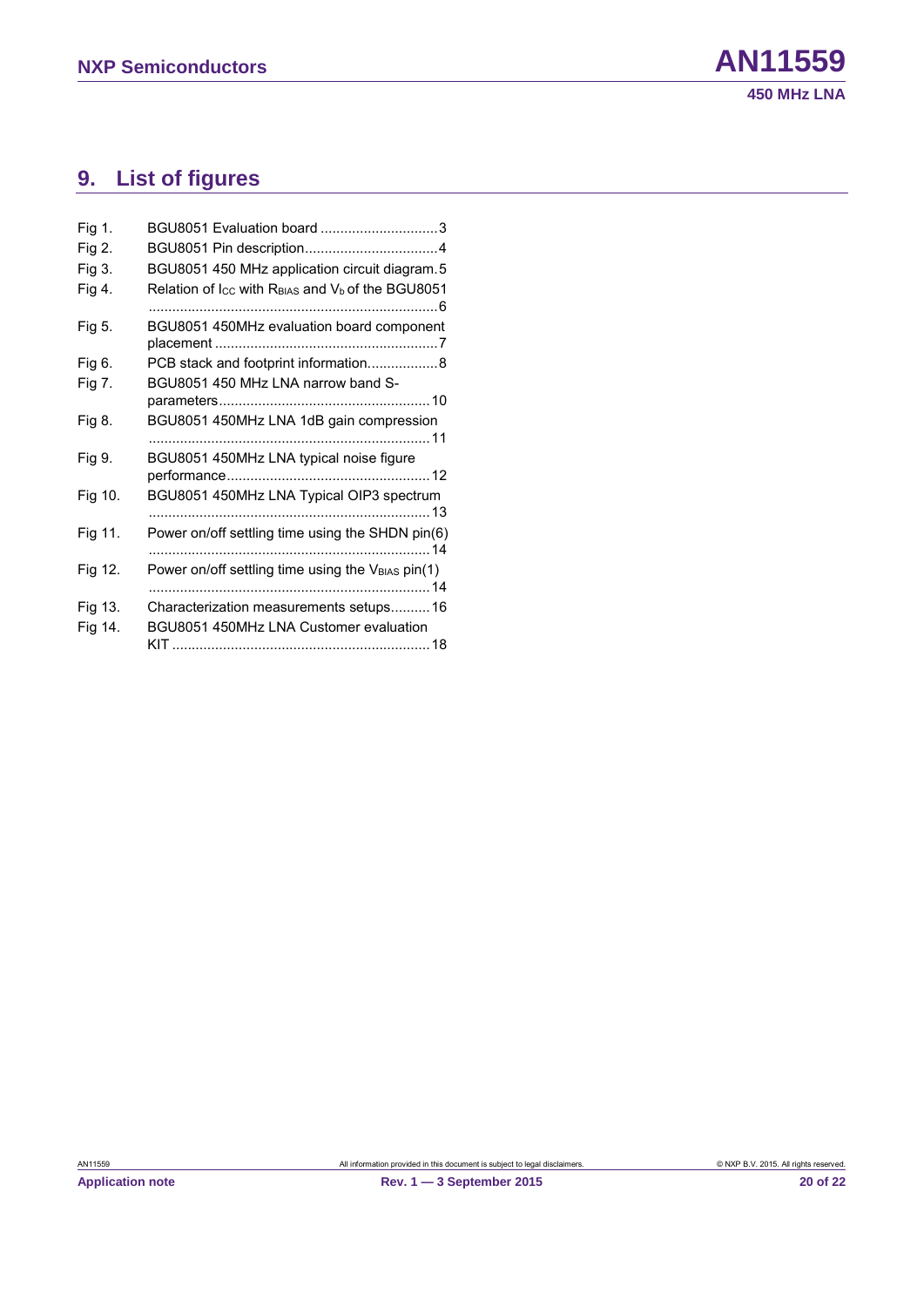# 9. List of figures

| | | |
|---|---|---|
| Fig 1. | BGU8051 Evaluation board | 3 |
| Fig 2. | BGU8051 Pin description | 4 |
| Fig 3. | BGU8051 450 MHz application circuit diagram | 5 |
| Fig 4. | Relation of $I_{CC}$ with $R_{BIAS}$ and $V_b$ of the BGU8051 | 6 |
| Fig 5. | BGU8051 450MHz evaluation board component placement | 7 |
| Fig 6. | PCB stack and footprint information | 8 |
| Fig 7. | BGU8051 450 MHz LNA narrow band S-parameters | 10 |
| Fig 8. | BGU8051 450MHz LNA 1dB gain compression | 11 |
| Fig 9. | BGU8051 450MHz LNA typical noise figure performance | 12 |
| Fig 10. | BGU8051 450MHz LNA Typical OIP3 spectrum | 13 |
| Fig 11. | Power on/off settling time using the SHDN pin(6) | 14 |
| Fig 12. | Power on/off settling time using the $V_{BIAS}$ pin(1) | 14 |
| Fig 13. | Characterization measurements setups | 16 |
| Fig 14. | BGU8051 450MHz LNA Customer evaluation KIT | 18 |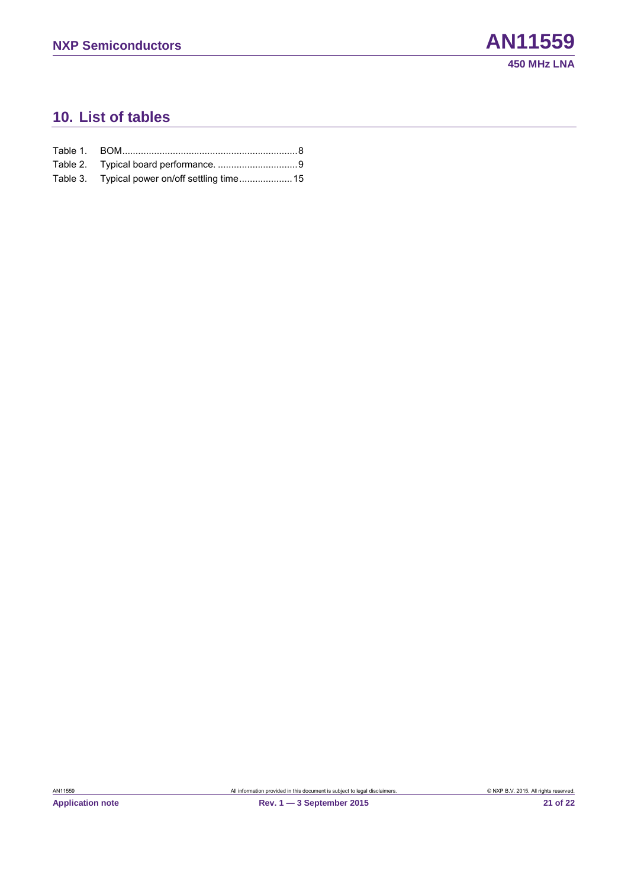## 10. List of tables

Table 1. BOM..................................................................8
Table 2. Typical board performance. ..............................9
Table 3. Typical power on/off settling time....................15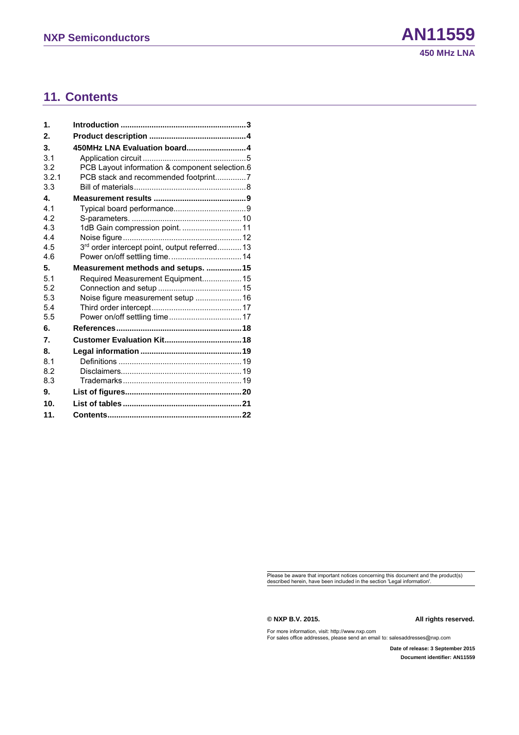## 11. Contents

| | | |
|---|---|---|
| **1.** | **Introduction** | **3** |
| **2.** | **Product description** | **4** |
| **3.** | **450MHz LNA Evaluation board** | **4** |
| 3.1 | Application circuit | 5 |
| 3.2 | PCB Layout information & component selection | 6 |
| 3.2.1 | PCB stack and recommended footprint | 7 |
| 3.3 | Bill of materials | 8 |
| **4.** | **Measurement results** | **9** |
| 4.1 | Typical board performance | 9 |
| 4.2 | S-parameters. | 10 |
| 4.3 | 1dB Gain compression point. | 11 |
| 4.4 | Noise figure | 12 |
| 4.5 | 3rd order intercept point, output referred | 13 |
| 4.6 | Power on/off settling time. | 14 |
| **5.** | **Measurement methods and setups.** | **15** |
| 5.1 | Required Measurement Equipment | 15 |
| 5.2 | Connection and setup | 15 |
| 5.3 | Noise figure measurement setup | 16 |
| 5.4 | Third order intercept | 17 |
| 5.5 | Power on/off settling time | 17 |
| **6.** | **References** | **18** |
| **7.** | **Customer Evaluation Kit** | **18** |
| **8.** | **Legal information** | **19** |
| 8.1 | Definitions | 19 |
| 8.2 | Disclaimers | 19 |
| 8.3 | Trademarks | 19 |
| **9.** | **List of figures** | **20** |
| **10.** | **List of tables** | **21** |
| **11.** | **Contents** | **22** |

Please be aware that important notices concerning this document and the product(s) described herein, have been included in the section 'Legal information'.

**© NXP B.V. 2015.** **All rights reserved.**

For more information, visit: http://www.nxp.com
For sales office addresses, please send an email to: salesaddresses@nxp.com

**Date of release: 3 September 2015**
**Document identifier: AN11559**